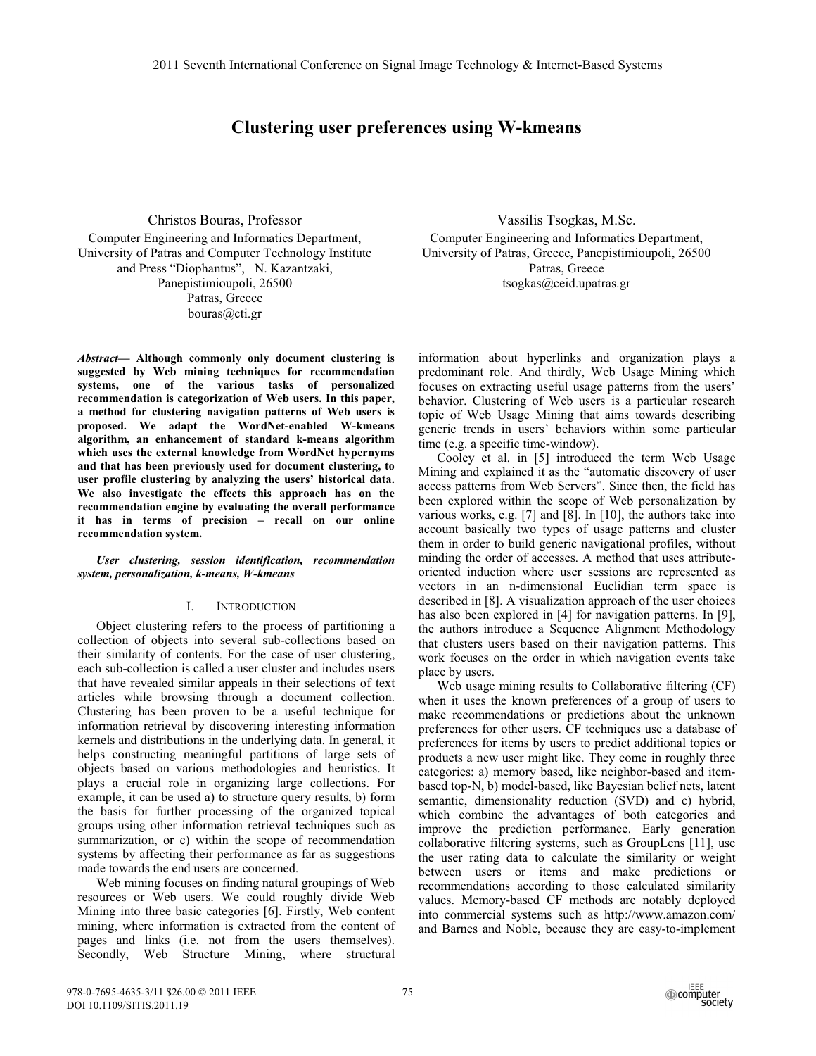# Clustering user preferences using W-kmeans

Christos Bouras, Professor
Computer Engineering and Informatics Department,
University of Patras and Computer Technology Institute and Press "Diophantus", N. Kazantzaki, Panepistimioupoli, 26500
Patras, Greece
bouras@cti.gr

Vassilis Tsogkas, M.Sc.
Computer Engineering and Informatics Department,
University of Patras, Greece, Panepistimioupoli, 26500
Patras, Greece
tsogkas@ceid.upatras.gr

***Abstract*— Although commonly only document clustering is suggested by Web mining techniques for recommendation systems, one of the various tasks of personalized recommendation is categorization of Web users. In this paper, a method for clustering navigation patterns of Web users is proposed. We adapt the WordNet-enabled W-kmeans algorithm, an enhancement of standard k-means algorithm which uses the external knowledge from WordNet hypernyms and that has been previously used for document clustering, to user profile clustering by analyzing the users' historical data. We also investigate the effects this approach has on the recommendation engine by evaluating the overall performance it has in terms of precision – recall on our online recommendation system.**

***User clustering, session identification, recommendation system, personalization, k-means, W-kmeans***

## I. Introduction

Object clustering refers to the process of partitioning a collection of objects into several sub-collections based on their similarity of contents. For the case of user clustering, each sub-collection is called a user cluster and includes users that have revealed similar appeals in their selections of text articles while browsing through a document collection. Clustering has been proven to be a useful technique for information retrieval by discovering interesting information kernels and distributions in the underlying data. In general, it helps constructing meaningful partitions of large sets of objects based on various methodologies and heuristics. It plays a crucial role in organizing large collections. For example, it can be used a) to structure query results, b) form the basis for further processing of the organized topical groups using other information retrieval techniques such as summarization, or c) within the scope of recommendation systems by affecting their performance as far as suggestions made towards the end users are concerned.

Web mining focuses on finding natural groupings of Web resources or Web users. We could roughly divide Web Mining into three basic categories [6]. Firstly, Web content mining, where information is extracted from the content of pages and links (i.e. not from the users themselves). Secondly, Web Structure Mining, where structural information about hyperlinks and organization plays a predominant role. And thirdly, Web Usage Mining which focuses on extracting useful usage patterns from the users' behavior. Clustering of Web users is a particular research topic of Web Usage Mining that aims towards describing generic trends in users' behaviors within some particular time (e.g. a specific time-window).

Cooley et al. in [5] introduced the term Web Usage Mining and explained it as the "automatic discovery of user access patterns from Web Servers". Since then, the field has been explored within the scope of Web personalization by various works, e.g. [7] and [8]. In [10], the authors take into account basically two types of usage patterns and cluster them in order to build generic navigational profiles, without minding the order of accesses. A method that uses attribute-oriented induction where user sessions are represented as vectors in an n-dimensional Euclidian term space is described in [8]. A visualization approach of the user choices has also been explored in [4] for navigation patterns. In [9], the authors introduce a Sequence Alignment Methodology that clusters users based on their navigation patterns. This work focuses on the order in which navigation events take place by users.

Web usage mining results to Collaborative filtering (CF) when it uses the known preferences of a group of users to make recommendations or predictions about the unknown preferences for other users. CF techniques use a database of preferences for items by users to predict additional topics or products a new user might like. They come in roughly three categories: a) memory based, like neighbor-based and item-based top-N, b) model-based, like Bayesian belief nets, latent semantic, dimensionality reduction (SVD) and c) hybrid, which combine the advantages of both categories and improve the prediction performance. Early generation collaborative filtering systems, such as GroupLens [11], use the user rating data to calculate the similarity or weight between users or items and make predictions or recommendations according to those calculated similarity values. Memory-based CF methods are notably deployed into commercial systems such as http://www.amazon.com/ and Barnes and Noble, because they are easy-to-implement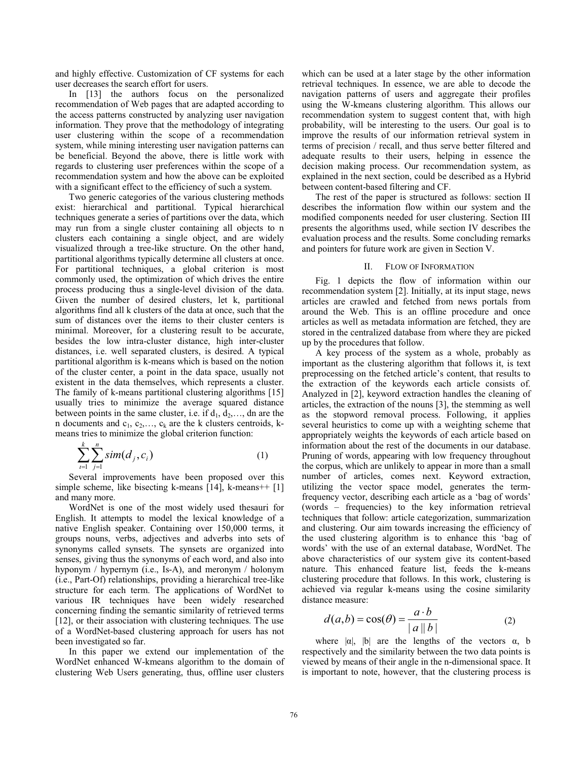and highly effective. Customization of CF systems for each user decreases the search effort for users.

In [13] the authors focus on the personalized recommendation of Web pages that are adapted according to the access patterns constructed by analyzing user navigation information. They prove that the methodology of integrating user clustering within the scope of a recommendation system, while mining interesting user navigation patterns can be beneficial. Beyond the above, there is little work with regards to clustering user preferences within the scope of a recommendation system and how the above can be exploited with a significant effect to the efficiency of such a system.

Two generic categories of the various clustering methods exist: hierarchical and partitional. Typical hierarchical techniques generate a series of partitions over the data, which may run from a single cluster containing all objects to n clusters each containing a single object, and are widely visualized through a tree-like structure. On the other hand, partitional algorithms typically determine all clusters at once. For partitional techniques, a global criterion is most commonly used, the optimization of which drives the entire process producing thus a single-level division of the data. Given the number of desired clusters, let k, partitional algorithms find all k clusters of the data at once, such that the sum of distances over the items to their cluster centers is minimal. Moreover, for a clustering result to be accurate, besides the low intra-cluster distance, high inter-cluster distances, i.e. well separated clusters, is desired. A typical partitional algorithm is k-means which is based on the notion of the cluster center, a point in the data space, usually not existent in the data themselves, which represents a cluster. The family of k-means partitional clustering algorithms [15] usually tries to minimize the average squared distance between points in the same cluster, i.e. if $d_1, d_2, \ldots, dn$ are the n documents and $c_1, c_2, \ldots, c_k$ are the k clusters centroids, k-means tries to minimize the global criterion function:

$$\sum_{t=1}^{k} \sum_{j=1}^{n} sim(d_j, c_i) \tag{1}$$

Several improvements have been proposed over this simple scheme, like bisecting k-means [14], k-means++ [1] and many more.

WordNet is one of the most widely used thesauri for English. It attempts to model the lexical knowledge of a native English speaker. Containing over 150,000 terms, it groups nouns, verbs, adjectives and adverbs into sets of synonyms called synsets. The synsets are organized into senses, giving thus the synonyms of each word, and also into hyponym / hypernym (i.e., Is-A), and meronym / holonym (i.e., Part-Of) relationships, providing a hierarchical tree-like structure for each term. The applications of WordNet to various IR techniques have been widely researched concerning finding the semantic similarity of retrieved terms [12], or their association with clustering techniques. The use of a WordNet-based clustering approach for users has not been investigated so far.

In this paper we extend our implementation of the WordNet enhanced W-kmeans algorithm to the domain of clustering Web Users generating, thus, offline user clusters which can be used at a later stage by the other information retrieval techniques. In essence, we are able to decode the navigation patterns of users and aggregate their profiles using the W-kmeans clustering algorithm. This allows our recommendation system to suggest content that, with high probability, will be interesting to the users. Our goal is to improve the results of our information retrieval system in terms of precision / recall, and thus serve better filtered and adequate results to their users, helping in essence the decision making process. Our recommendation system, as explained in the next section, could be described as a Hybrid between content-based filtering and CF.

The rest of the paper is structured as follows: section II describes the information flow within our system and the modified components needed for user clustering. Section III presents the algorithms used, while section IV describes the evaluation process and the results. Some concluding remarks and pointers for future work are given in Section V.

## II. Flow of Information

Fig. 1 depicts the flow of information within our recommendation system [2]. Initially, at its input stage, news articles are crawled and fetched from news portals from around the Web. This is an offline procedure and once articles as well as metadata information are fetched, they are stored in the centralized database from where they are picked up by the procedures that follow.

A key process of the system as a whole, probably as important as the clustering algorithm that follows it, is text preprocessing on the fetched article's content, that results to the extraction of the keywords each article consists of. Analyzed in [2], keyword extraction handles the cleaning of articles, the extraction of the nouns [3], the stemming as well as the stopword removal process. Following, it applies several heuristics to come up with a weighting scheme that appropriately weights the keywords of each article based on information about the rest of the documents in our database. Pruning of words, appearing with low frequency throughout the corpus, which are unlikely to appear in more than a small number of articles, comes next. Keyword extraction, utilizing the vector space model, generates the term-frequency vector, describing each article as a 'bag of words' (words – frequencies) to the key information retrieval techniques that follow: article categorization, summarization and clustering. Our aim towards increasing the efficiency of the used clustering algorithm is to enhance this 'bag of words' with the use of an external database, WordNet. The above characteristics of our system give its content-based nature. This enhanced feature list, feeds the k-means clustering procedure that follows. In this work, clustering is achieved via regular k-means using the cosine similarity distance measure:

$$d(a,b) = \cos(\theta) = \frac{a \cdot b}{|a||b|} \tag{2}$$

where $|\alpha|$, $|b|$ are the lengths of the vectors $\alpha$, b respectively and the similarity between the two data points is viewed by means of their angle in the n-dimensional space. It is important to note, however, that the clustering process is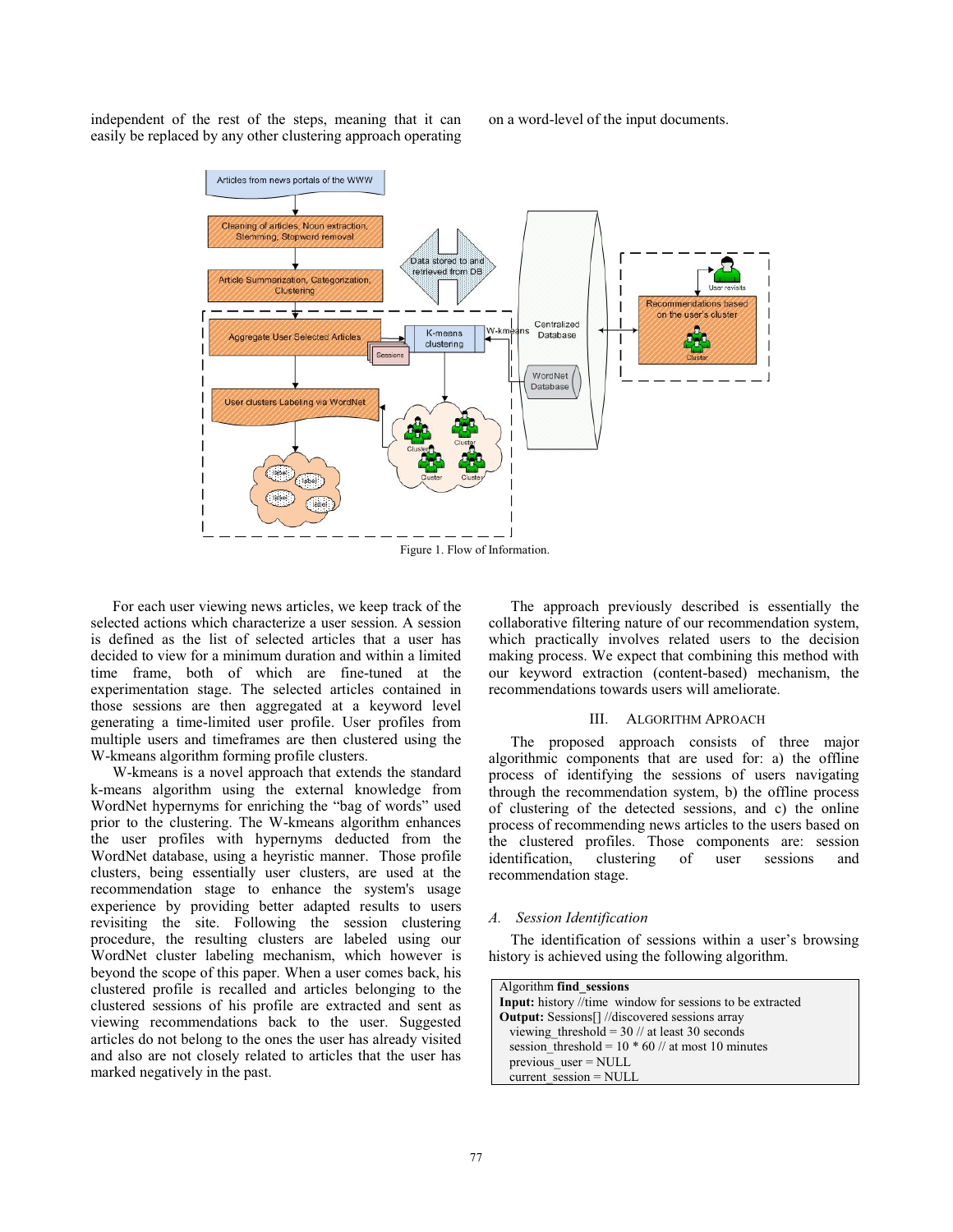independent of the rest of the steps, meaning that it can easily be replaced by any other clustering approach operating on a word-level of the input documents.

Figure 1. Flow of Information.

For each user viewing news articles, we keep track of the selected actions which characterize a user session. A session is defined as the list of selected articles that a user has decided to view for a minimum duration and within a limited time frame, both of which are fine-tuned at the experimentation stage. The selected articles contained in those sessions are then aggregated at a keyword level generating a time-limited user profile. User profiles from multiple users and timeframes are then clustered using the W-kmeans algorithm forming profile clusters.

W-kmeans is a novel approach that extends the standard k-means algorithm using the external knowledge from WordNet hypernyms for enriching the "bag of words" used prior to the clustering. The W-kmeans algorithm enhances the user profiles with hypernyms deducted from the WordNet database, using a heyristic manner. Those profile clusters, being essentially user clusters, are used at the recommendation stage to enhance the system's usage experience by providing better adapted results to users revisiting the site. Following the session clustering procedure, the resulting clusters are labeled using our WordNet cluster labeling mechanism, which however is beyond the scope of this paper. When a user comes back, his clustered profile is recalled and articles belonging to the clustered sessions of his profile are extracted and sent as viewing recommendations back to the user. Suggested articles do not belong to the ones the user has already visited and also are not closely related to articles that the user has marked negatively in the past.

The approach previously described is essentially the collaborative filtering nature of our recommendation system, which practically involves related users to the decision making process. We expect that combining this method with our keyword extraction (content-based) mechanism, the recommendations towards users will ameliorate.

## III. Algorithm Aproach

The proposed approach consists of three major algorithmic components that are used for: a) the offline process of identifying the sessions of users navigating through the recommendation system, b) the offline process of clustering of the detected sessions, and c) the online process of recommending news articles to the users based on the clustered profiles. Those components are: session identification, clustering of user sessions and recommendation stage.

### *A. Session Identification*

The identification of sessions within a user's browsing history is achieved using the following algorithm.

```
Algorithm find_sessions
Input: history //time window for sessions to be extracted
Output: Sessions[] //discovered sessions array
  viewing_threshold = 30 // at least 30 seconds
  session_threshold = 10 * 60 // at most 10 minutes
  previous_user = NULL
  current_session = NULL
```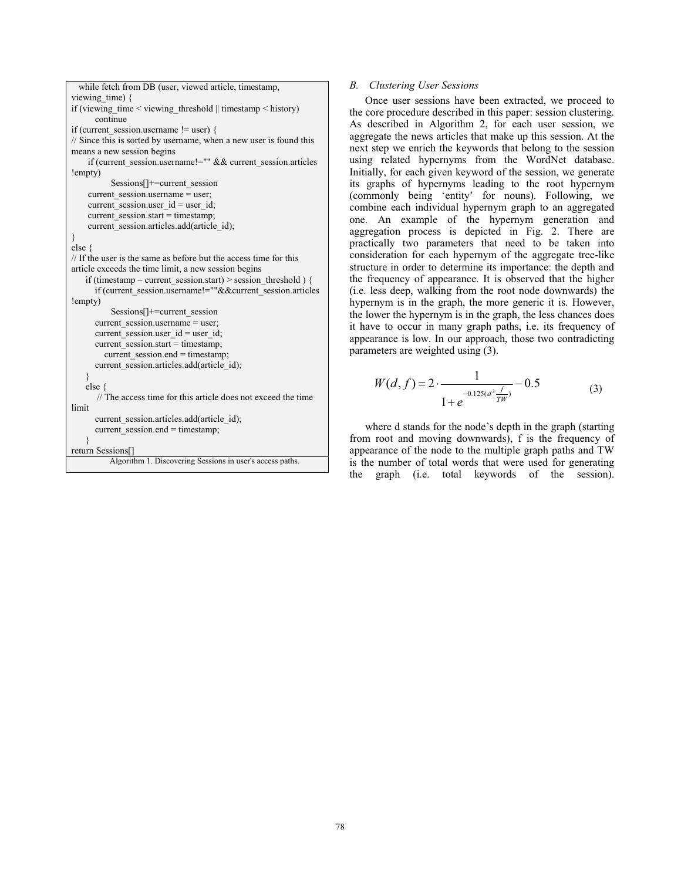```
  while fetch from DB (user, viewed article, timestamp,
viewing_time) {
if (viewing_time < viewing_threshold || timestamp < history)
        continue
if (current_session.username != user) {
// Since this is sorted by username, when a new user is found this
means a new session begins
      if (current_session.username!="" && current_session.articles
!empty)
            Sessions[]+=current_session
      current_session.username = user;
      current_session.user_id = user_id;
      current_session.start = timestamp;
      current_session.articles.add(article_id);
}
else {
// If the user is the same as before but the access time for this
article exceeds the time limit, a new session begins
     if (timestamp – current_session.start) > session_threshold ) {
        if (current_session.username!=""&&current_session.articles
!empty)
            Sessions[]+=current_session
        current_session.username = user;
        current_session.user_id = user_id;
        current_session.start = timestamp;
           current_session.end = timestamp;
        current_session.articles.add(article_id);
     }
     else {
        // The access time for this article does not exceed the time
limit
        current_session.articles.add(article_id);
        current_session.end = timestamp;
     }
return Sessions[]
```

Algorithm 1. Discovering Sessions in user's access paths.

### *B. Clustering User Sessions*

Once user sessions have been extracted, we proceed to the core procedure described in this paper: session clustering. As described in Algorithm 2, for each user session, we aggregate the news articles that make up this session. At the next step we enrich the keywords that belong to the session using related hypernyms from the WordNet database. Initially, for each given keyword of the session, we generate its graphs of hypernyms leading to the root hypernym (commonly being 'entity' for nouns). Following, we combine each individual hypernym graph to an aggregated one. An example of the hypernym generation and aggregation process is depicted in Fig. 2. There are practically two parameters that need to be taken into consideration for each hypernym of the aggregate tree-like structure in order to determine its importance: the depth and the frequency of appearance. It is observed that the higher (i.e. less deep, walking from the root node downwards) the hypernym is in the graph, the more generic it is. However, the lower the hypernym is in the graph, the less chances does it have to occur in many graph paths, i.e. its frequency of appearance is low. In our approach, those two contradicting parameters are weighted using (3).

$$W(d,f) = 2 \cdot \frac{1}{1+e^{-0.125\left(d^3 \frac{f}{TW}\right)}} - 0.5 \qquad (3)$$

where d stands for the node's depth in the graph (starting from root and moving downwards), f is the frequency of appearance of the node to the multiple graph paths and TW is the number of total words that were used for generating the graph (i.e. total keywords of the session).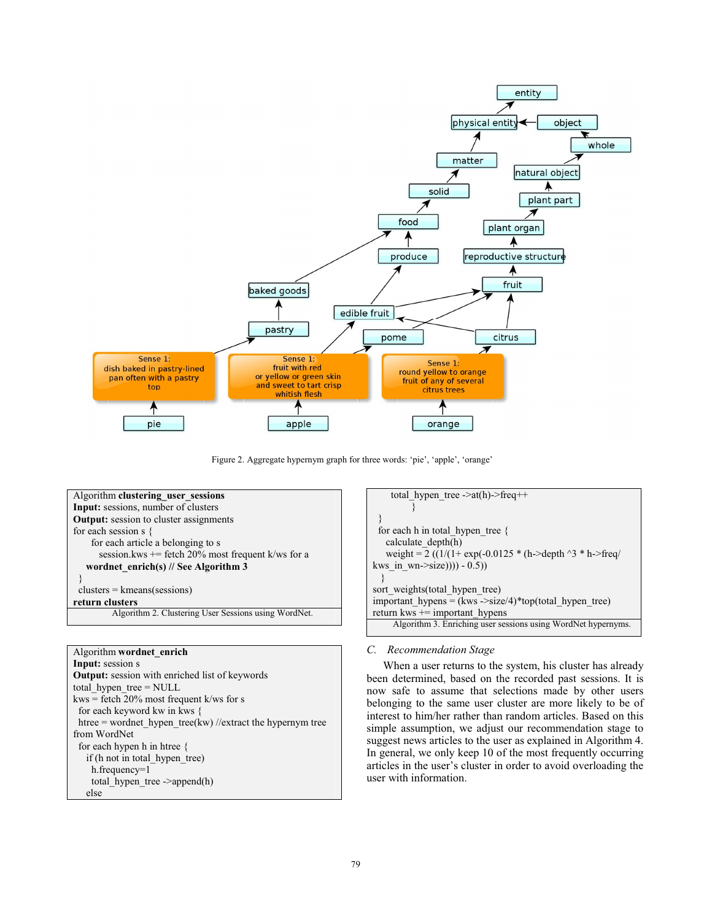Figure 2. Aggregate hypernym graph for three words: 'pie', 'apple', 'orange'

```
Algorithm clustering_user_sessions
Input: sessions, number of clusters
Output: session to cluster assignments
for each session s {
      for each article a belonging to s
          session.kws += fetch 20% most frequent k/ws for a
     wordnet_enrich(s) // See Algorithm 3
 }
 clusters = kmeans(sessions)
return clusters
```

Algorithm 2. Clustering User Sessions using WordNet.

```
Algorithm wordnet_enrich
Input: session s
Output: session with enriched list of keywords
total_hypen_tree = NULL
kws = fetch 20% most frequent k/ws for s
  for each keyword kw in kws {
  htree = wordnet_hypen_tree(kw) //extract the hypernym tree from WordNet
  for each hypen h in htree {
    if (h not in total_hypen_tree)
      h.frequency=1
      total_hypen_tree ->append(h)
    else
        total_hypen_tree ->at(h)->freq++
          }
  }
  for each h in total_hypen_tree {
    calculate_depth(h)
    weight = 2 ((1/(1+ exp(-0.0125 * (h->depth ^3 * h->freq/ kws_in_wn->size)))) - 0.5))
  }
sort_weights(total_hypen_tree)
important_hypens = (kws ->size/4)*top(total_hypen_tree)
return kws += important_hypens
```

Algorithm 3. Enriching user sessions using WordNet hypernyms.

### C. *Recommendation Stage*

When a user returns to the system, his cluster has already been determined, based on the recorded past sessions. It is now safe to assume that selections made by other users belonging to the same user cluster are more likely to be of interest to him/her rather than random articles. Based on this simple assumption, we adjust our recommendation stage to suggest news articles to the user as explained in Algorithm 4. In general, we only keep 10 of the most frequently occurring articles in the user's cluster in order to avoid overloading the user with information.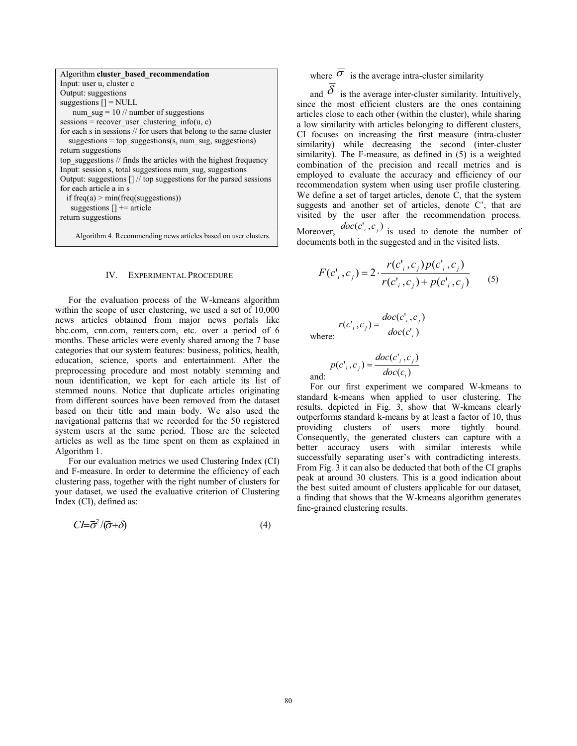```
Algorithm cluster_based_recommendation
Input: user u, cluster c
Output: suggestions
suggestions [] = NULL
    num_sug = 10 // number of suggestions
sessions = recover_user_clustering_info(u, c)
for each s in sessions // for users that belong to the same cluster
    suggestions = top_suggestions(s, num_sug, suggestions)
return suggestions
top_suggestions // finds the articles with the highest frequency
Input: session s, total suggestions num_sug, suggestions
Output: suggestions [] // top suggestions for the parsed sessions
for each article a in s
  if freq(a) > min(freq(suggestions))
    suggestions [] += article
return suggestions
```

Algorithm 4. Recommending news articles based on user clusters.

## IV. Experimental Procedure

For the evaluation process of the W-kmeans algorithm within the scope of user clustering, we used a set of 10,000 news articles obtained from major news portals like bbc.com, cnn.com, reuters.com, etc. over a period of 6 months. These articles were evenly shared among the 7 base categories that our system features: business, politics, health, education, science, sports and entertainment. After the preprocessing procedure and most notably stemming and noun identification, we kept for each article its list of stemmed nouns. Notice that duplicate articles originating from different sources have been removed from the dataset based on their title and main body. We also used the navigational patterns that we recorded for the 50 registered system users at the same period. Those are the selected articles as well as the time spent on them as explained in Algorithm 1.

For our evaluation metrics we used Clustering Index (CI) and F-measure. In order to determine the efficiency of each clustering pass, together with the right number of clusters for your dataset, we used the evaluative criterion of Clustering Index (CI), defined as:

$$CI = \bar{\sigma}^2 / (\bar{\sigma} + \bar{\delta}) \tag{4}$$

where $\bar{\sigma}$ is the average intra-cluster similarity

and $\bar{\delta}$ is the average inter-cluster similarity. Intuitively, since the most efficient clusters are the ones containing articles close to each other (within the cluster), while sharing a low similarity with articles belonging to different clusters, CI focuses on increasing the first measure (intra-cluster similarity) while decreasing the second (inter-cluster similarity). The F-measure, as defined in (5) is a weighted combination of the precision and recall metrics and is employed to evaluate the accuracy and efficiency of our recommendation system when using user profile clustering. We define a set of target articles, denote C, that the system suggests and another set of articles, denote C', that are visited by the user after the recommendation process. Moreover, $doc(c'_i, c_j)$ is used to denote the number of documents both in the suggested and in the visited lists.

$$F(c'_i, c_j) = 2 \cdot \frac{r(c'_i, c_j)\, p(c'_i, c_j)}{r(c'_i, c_j) + p(c'_i, c_j)} \tag{5}$$

where: $r(c'_i, c_j) = \dfrac{doc(c'_i, c_j)}{doc(c'_i)}$

and: $p(c'_i, c_j) = \dfrac{doc(c'_i, c_j)}{doc(c_i)}$

For our first experiment we compared W-kmeans to standard k-means when applied to user clustering. The results, depicted in Fig. 3, show that W-kmeans clearly outperforms standard k-means by at least a factor of 10, thus providing clusters of users more tightly bound. Consequently, the generated clusters can capture with a better accuracy users with similar interests while successfully separating user's with contradicting interests. From Fig. 3 it can also be deducted that both of the CI graphs peak at around 30 clusters. This is a good indication about the best suited amount of clusters applicable for our dataset, a finding that shows that the W-kmeans algorithm generates fine-grained clustering results.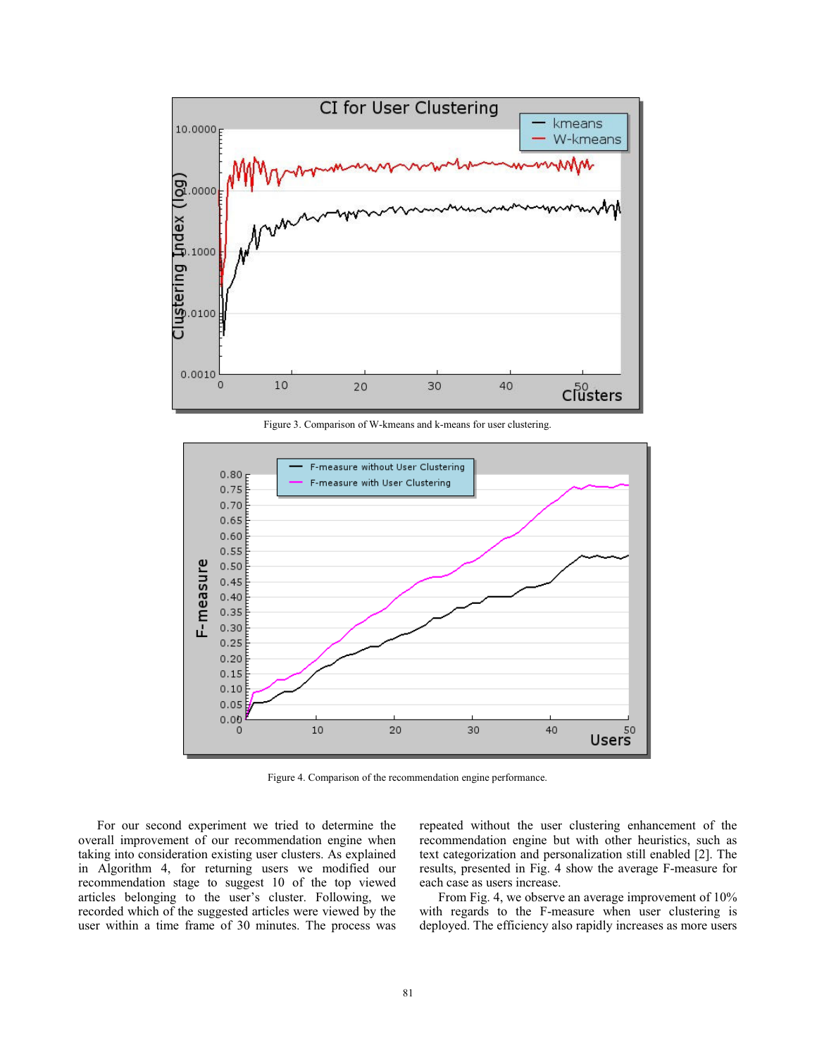Figure 3. Comparison of W-kmeans and k-means for user clustering.

Figure 4. Comparison of the recommendation engine performance.

For our second experiment we tried to determine the overall improvement of our recommendation engine when taking into consideration existing user clusters. As explained in Algorithm 4, for returning users we modified our recommendation stage to suggest 10 of the top viewed articles belonging to the user's cluster. Following, we recorded which of the suggested articles were viewed by the user within a time frame of 30 minutes. The process was repeated without the user clustering enhancement of the recommendation engine but with other heuristics, such as text categorization and personalization still enabled [2]. The results, presented in Fig. 4 show the average F-measure for each case as users increase.

From Fig. 4, we observe an average improvement of 10% with regards to the F-measure when user clustering is deployed. The efficiency also rapidly increases as more users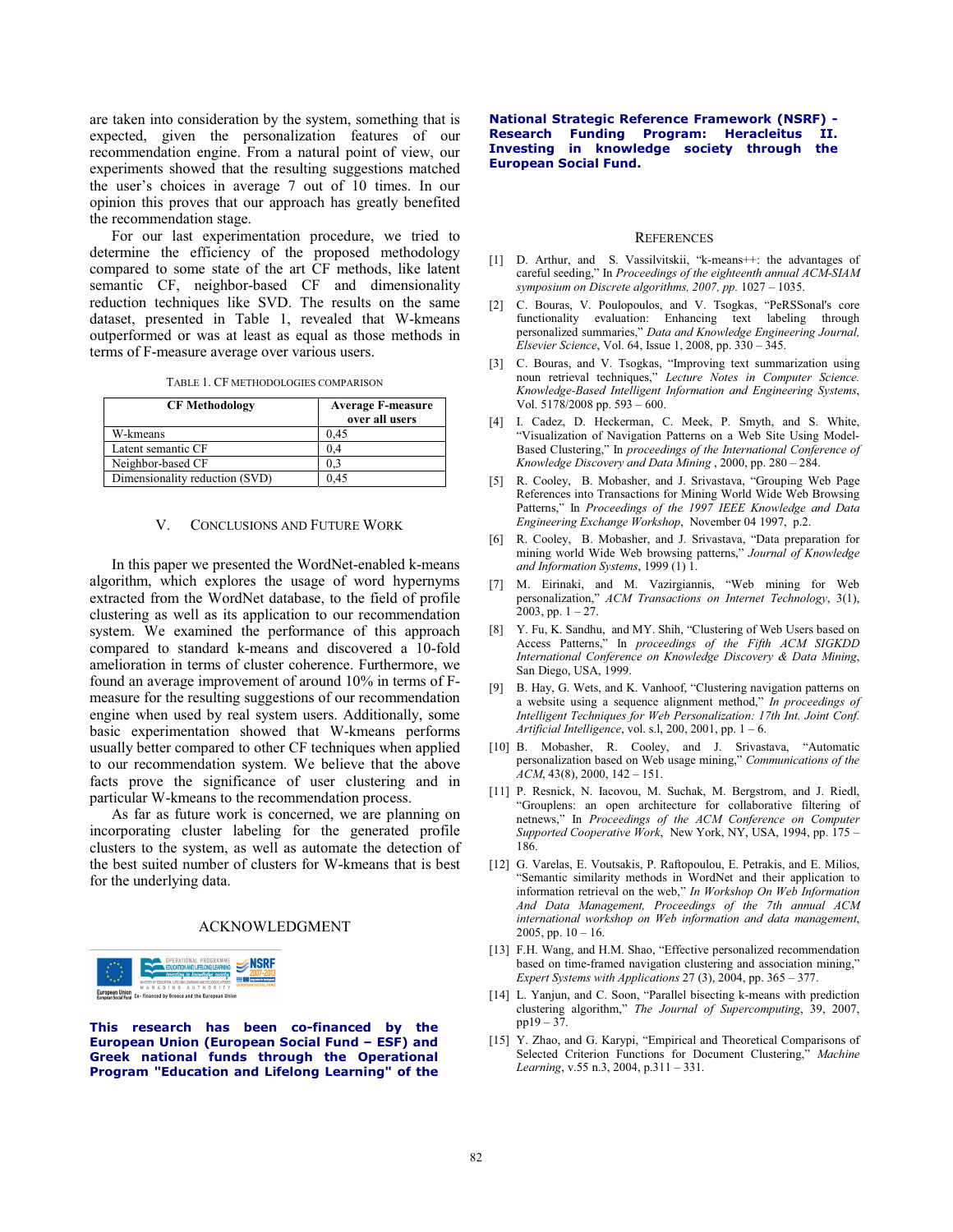are taken into consideration by the system, something that is expected, given the personalization features of our recommendation engine. From a natural point of view, our experiments showed that the resulting suggestions matched the user's choices in average 7 out of 10 times. In our opinion this proves that our approach has greatly benefited the recommendation stage.

For our last experimentation procedure, we tried to determine the efficiency of the proposed methodology compared to some state of the art CF methods, like latent semantic CF, neighbor-based CF and dimensionality reduction techniques like SVD. The results on the same dataset, presented in Table 1, revealed that W-kmeans outperformed or was at least as equal as those methods in terms of F-measure average over various users.

TABLE 1. CF METHODOLOGIES COMPARISON

| CF Methodology | Average F-measure over all users |
|---|---|
| W-kmeans | 0,45 |
| Latent semantic CF | 0,4 |
| Neighbor-based CF | 0,3 |
| Dimensionality reduction (SVD) | 0,45 |

## V. CONCLUSIONS AND FUTURE WORK

In this paper we presented the WordNet-enabled k-means algorithm, which explores the usage of word hypernyms extracted from the WordNet database, to the field of profile clustering as well as its application to our recommendation system. We examined the performance of this approach compared to standard k-means and discovered a 10-fold amelioration in terms of cluster coherence. Furthermore, we found an average improvement of around 10% in terms of F-measure for the resulting suggestions of our recommendation engine when used by real system users. Additionally, some basic experimentation showed that W-kmeans performs usually better compared to other CF techniques when applied to our recommendation system. We believe that the above facts prove the significance of user clustering and in particular W-kmeans to the recommendation process.

As far as future work is concerned, we are planning on incorporating cluster labeling for the generated profile clusters to the system, as well as automate the detection of the best suited number of clusters for W-kmeans that is best for the underlying data.

## ACKNOWLEDGMENT

**This research has been co-financed by the European Union (European Social Fund – ESF) and Greek national funds through the Operational Program "Education and Lifelong Learning" of the National Strategic Reference Framework (NSRF) - Research Funding Program: Heracleitus II. Investing in knowledge society through the European Social Fund.**

## REFERENCES

[1] D. Arthur, and S. Vassilvitskii, "k-means++: the advantages of careful seeding," In *Proceedings of the eighteenth annual ACM-SIAM symposium on Discrete algorithms, 2007, pp.* 1027 – 1035.

[2] C. Bouras, V. Poulopoulos, and V. Tsogkas, "PeRSSonal's core functionality evaluation: Enhancing text labeling through personalized summaries," *Data and Knowledge Engineering Journal, Elsevier Science*, Vol. 64, Issue 1, 2008, pp. 330 – 345.

[3] C. Bouras, and V. Tsogkas, "Improving text summarization using noun retrieval techniques," *Lecture Notes in Computer Science. Knowledge-Based Intelligent Information and Engineering Systems*, Vol. 5178/2008 pp. 593 – 600.

[4] I. Cadez, D. Heckerman, C. Meek, P. Smyth, and S. White, "Visualization of Navigation Patterns on a Web Site Using Model-Based Clustering," In *proceedings of the International Conference of Knowledge Discovery and Data Mining* , 2000, pp. 280 – 284.

[5] R. Cooley, B. Mobasher, and J. Srivastava, "Grouping Web Page References into Transactions for Mining World Wide Web Browsing Patterns," In *Proceedings of the 1997 IEEE Knowledge and Data Engineering Exchange Workshop*, November 04 1997, p.2.

[6] R. Cooley, B. Mobasher, and J. Srivastava, "Data preparation for mining world Wide Web browsing patterns," *Journal of Knowledge and Information Systems*, 1999 (1) 1.

[7] M. Eirinaki, and M. Vazirgiannis, "Web mining for Web personalization," *ACM Transactions on Internet Technology*, 3(1), 2003, pp. 1 – 27.

[8] Y. Fu, K. Sandhu, and MY. Shih, "Clustering of Web Users based on Access Patterns," In *proceedings of the Fifth ACM SIGKDD International Conference on Knowledge Discovery & Data Mining*, San Diego, USA, 1999.

[9] B. Hay, G. Wets, and K. Vanhoof, "Clustering navigation patterns on a website using a sequence alignment method," *In proceedings of Intelligent Techniques for Web Personalization: 17th Int. Joint Conf. Artificial Intelligence*, vol. s.l, 200, 2001, pp. 1 – 6.

[10] B. Mobasher, R. Cooley, and J. Srivastava, "Automatic personalization based on Web usage mining," *Communications of the ACM*, 43(8), 2000, 142 – 151.

[11] P. Resnick, N. Iacovou, M. Suchak, M. Bergstrom, and J. Riedl, "Grouplens: an open architecture for collaborative filtering of netnews," In *Proceedings of the ACM Conference on Computer Supported Cooperative Work*, New York, NY, USA, 1994, pp. 175 – 186.

[12] G. Varelas, E. Voutsakis, P. Raftopoulou, E. Petrakis, and E. Milios, "Semantic similarity methods in WordNet and their application to information retrieval on the web," *In Workshop On Web Information And Data Management, Proceedings of the 7th annual ACM international workshop on Web information and data management*, 2005, pp. 10 – 16.

[13] F.H. Wang, and H.M. Shao, "Effective personalized recommendation based on time-framed navigation clustering and association mining," *Expert Systems with Applications* 27 (3), 2004, pp. 365 – 377.

[14] L. Yanjun, and C. Soon, "Parallel bisecting k-means with prediction clustering algorithm," *The Journal of Supercomputing*, 39, 2007, pp19 – 37.

[15] Y. Zhao, and G. Karypi, "Empirical and Theoretical Comparisons of Selected Criterion Functions for Document Clustering," *Machine Learning*, v.55 n.3, 2004, p.311 – 331.